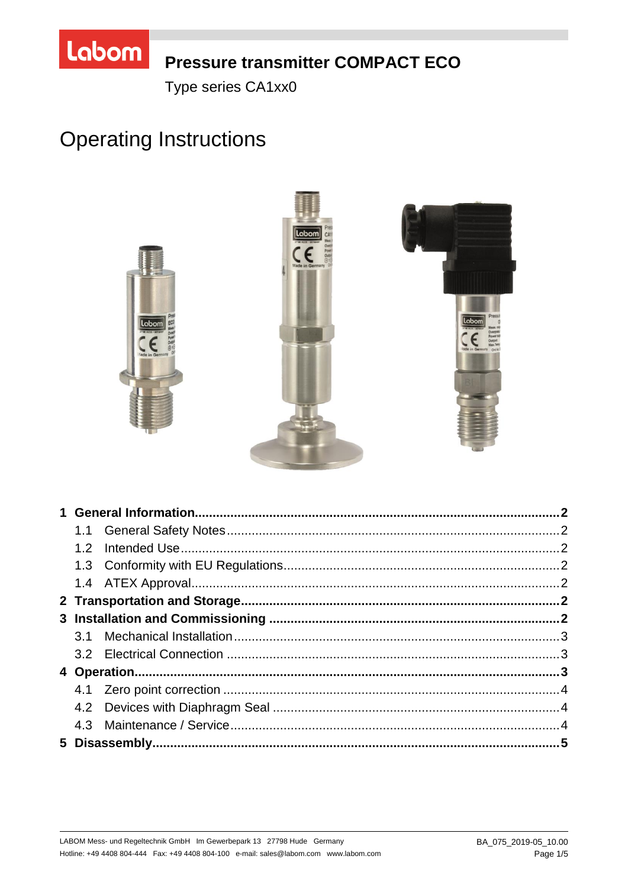# Pressure transmitter COMPACT ECO

Type series CA1xx0

# Operating Instructions

- **1 General Information .......... 2**
  - 1.1 General Safety Notes .......... 2
  - 1.2 Intended Use .......... 2
  - 1.3 Conformity with EU Regulations .......... 2
  - 1.4 ATEX Approval .......... 2
- **2 Transportation and Storage .......... 2**
- **3 Installation and Commissioning .......... 2**
  - 3.1 Mechanical Installation .......... 3
  - 3.2 Electrical Connection .......... 3
- **4 Operation .......... 3**
  - 4.1 Zero point correction .......... 4
  - 4.2 Devices with Diaphragm Seal .......... 4
  - 4.3 Maintenance / Service .......... 4
- **5 Disassembly .......... 5**

LABOM Mess- und Regeltechnik GmbH Im Gewerbepark 13 27798 Hude Germany
Hotline: +49 4408 804-444 Fax: +49 4408 804-100 e-mail: sales@labom.com www.labom.com

BA_075_2019-05_10.00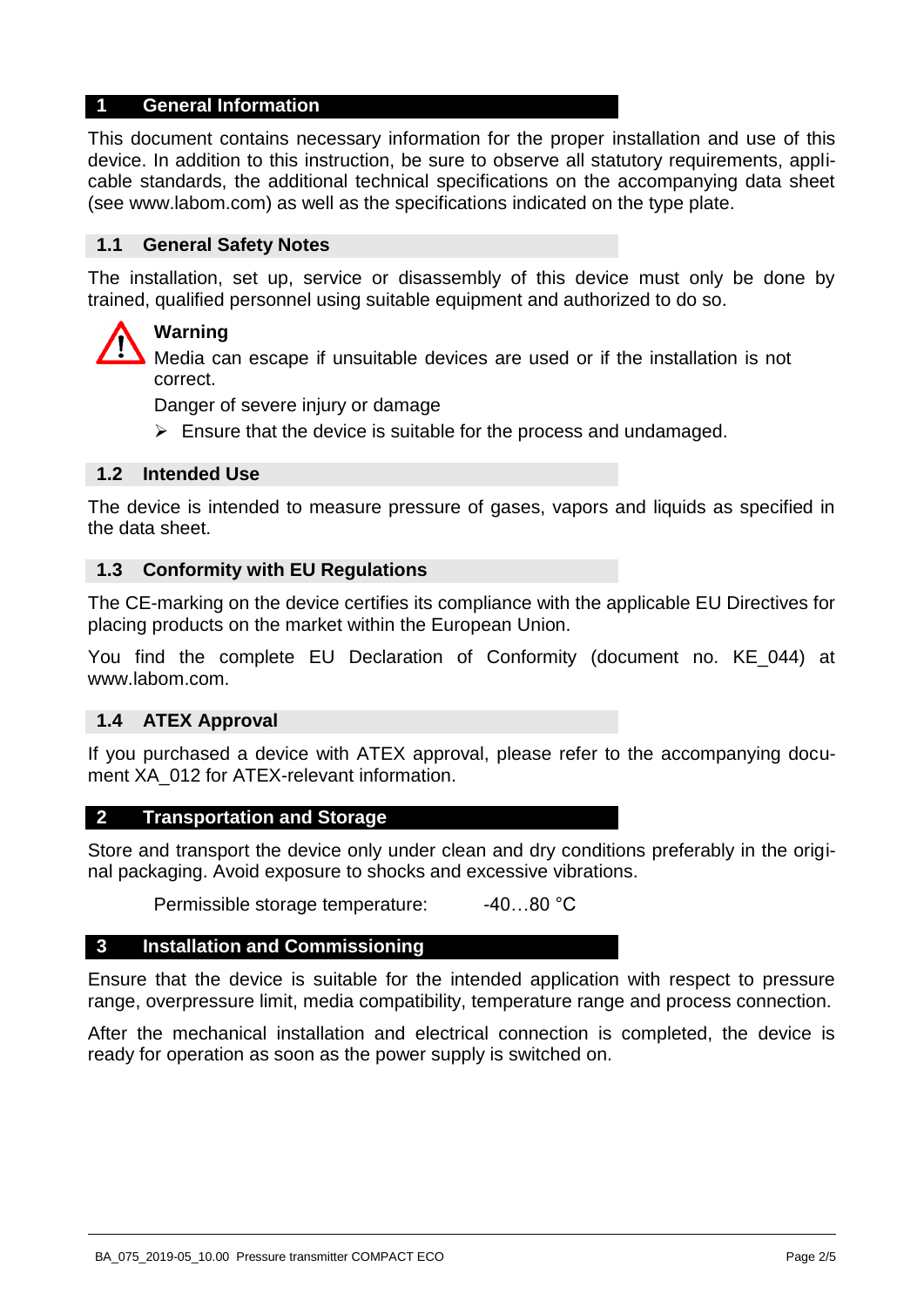# 1 General Information

This document contains necessary information for the proper installation and use of this device. In addition to this instruction, be sure to observe all statutory requirements, applicable standards, the additional technical specifications on the accompanying data sheet (see www.labom.com) as well as the specifications indicated on the type plate.

## 1.1 General Safety Notes

The installation, set up, service or disassembly of this device must only be done by trained, qualified personnel using suitable equipment and authorized to do so.

**Warning**

Media can escape if unsuitable devices are used or if the installation is not correct.

Danger of severe injury or damage

- Ensure that the device is suitable for the process and undamaged.

## 1.2 Intended Use

The device is intended to measure pressure of gases, vapors and liquids as specified in the data sheet.

## 1.3 Conformity with EU Regulations

The CE-marking on the device certifies its compliance with the applicable EU Directives for placing products on the market within the European Union.

You find the complete EU Declaration of Conformity (document no. KE_044) at www.labom.com.

## 1.4 ATEX Approval

If you purchased a device with ATEX approval, please refer to the accompanying document XA_012 for ATEX-relevant information.

# 2 Transportation and Storage

Store and transport the device only under clean and dry conditions preferably in the original packaging. Avoid exposure to shocks and excessive vibrations.

Permissible storage temperature: -40…80 °C

# 3 Installation and Commissioning

Ensure that the device is suitable for the intended application with respect to pressure range, overpressure limit, media compatibility, temperature range and process connection.

After the mechanical installation and electrical connection is completed, the device is ready for operation as soon as the power supply is switched on.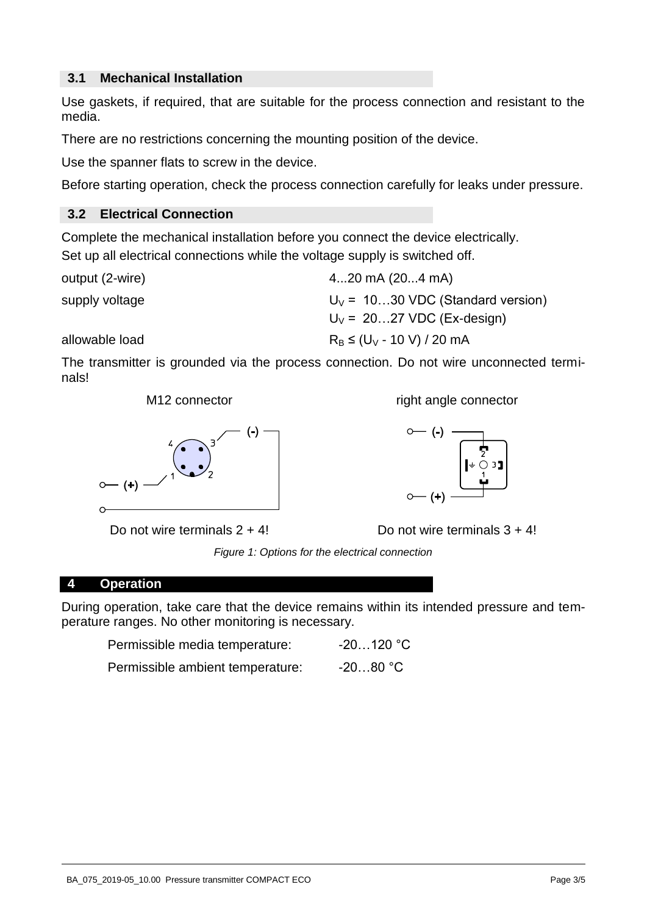## 3.1 Mechanical Installation

Use gaskets, if required, that are suitable for the process connection and resistant to the media.

There are no restrictions concerning the mounting position of the device.

Use the spanner flats to screw in the device.

Before starting operation, check the process connection carefully for leaks under pressure.

## 3.2 Electrical Connection

Complete the mechanical installation before you connect the device electrically.

Set up all electrical connections while the voltage supply is switched off.

| | |
|---|---|
| output (2-wire) | 4...20 mA (20...4 mA) |
| supply voltage | $U_V$ = 10…30 VDC (Standard version)<br>$U_V$ = 20…27 VDC (Ex-design) |
| allowable load | $R_B \leq (U_V - 10\ V) / 20\ mA$ |

The transmitter is grounded via the process connection. Do not wire unconnected terminals!

M12 connector

(-) 3, (+) 1

Do not wire terminals 2 + 4!

right angle connector

(-) 2, (+) 1

Do not wire terminals 3 + 4!

*Figure 1: Options for the electrical connection*

# 4 Operation

During operation, take care that the device remains within its intended pressure and temperature ranges. No other monitoring is necessary.

| | |
|---|---|
| Permissible media temperature: | -20…120 °C |
| Permissible ambient temperature: | -20…80 °C |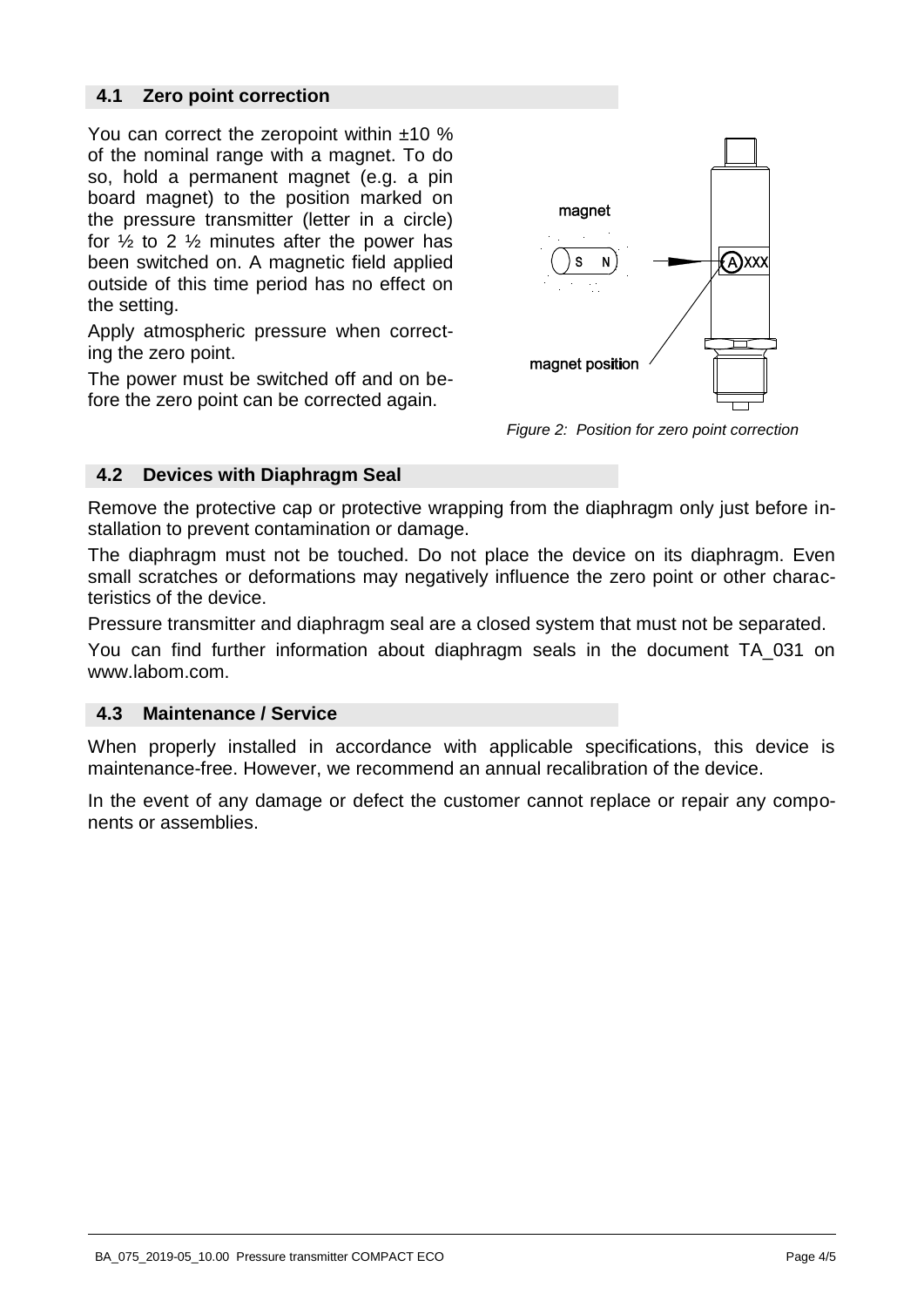## 4.1 Zero point correction

You can correct the zeropoint within ±10 % of the nominal range with a magnet. To do so, hold a permanent magnet (e.g. a pin board magnet) to the position marked on the pressure transmitter (letter in a circle) for ½ to 2 ½ minutes after the power has been switched on. A magnetic field applied outside of this time period has no effect on the setting.

Apply atmospheric pressure when correcting the zero point.

The power must be switched off and on before the zero point can be corrected again.

*Figure 2: Position for zero point correction*

## 4.2 Devices with Diaphragm Seal

Remove the protective cap or protective wrapping from the diaphragm only just before installation to prevent contamination or damage.

The diaphragm must not be touched. Do not place the device on its diaphragm. Even small scratches or deformations may negatively influence the zero point or other characteristics of the device.

Pressure transmitter and diaphragm seal are a closed system that must not be separated.

You can find further information about diaphragm seals in the document TA_031 on www.labom.com.

## 4.3 Maintenance / Service

When properly installed in accordance with applicable specifications, this device is maintenance-free. However, we recommend an annual recalibration of the device.

In the event of any damage or defect the customer cannot replace or repair any components or assemblies.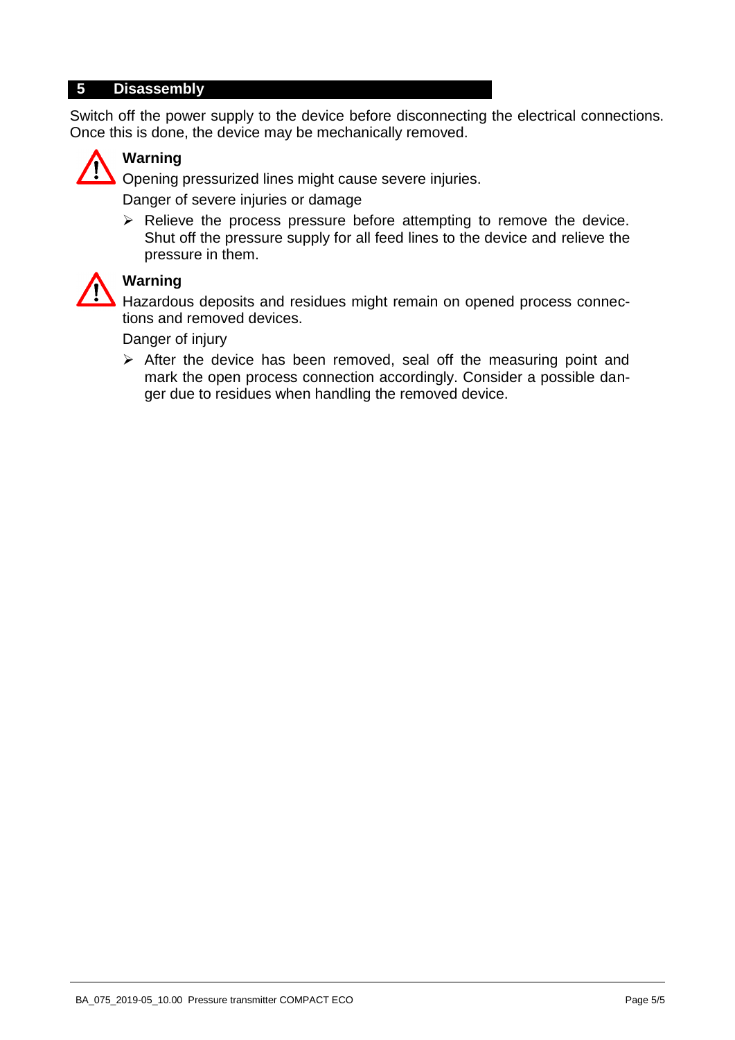## 5 Disassembly

Switch off the power supply to the device before disconnecting the electrical connections. Once this is done, the device may be mechanically removed.

**Warning**

Opening pressurized lines might cause severe injuries.

Danger of severe injuries or damage

- Relieve the process pressure before attempting to remove the device. Shut off the pressure supply for all feed lines to the device and relieve the pressure in them.

**Warning**

Hazardous deposits and residues might remain on opened process connections and removed devices.

Danger of injury

- After the device has been removed, seal off the measuring point and mark the open process connection accordingly. Consider a possible danger due to residues when handling the removed device.